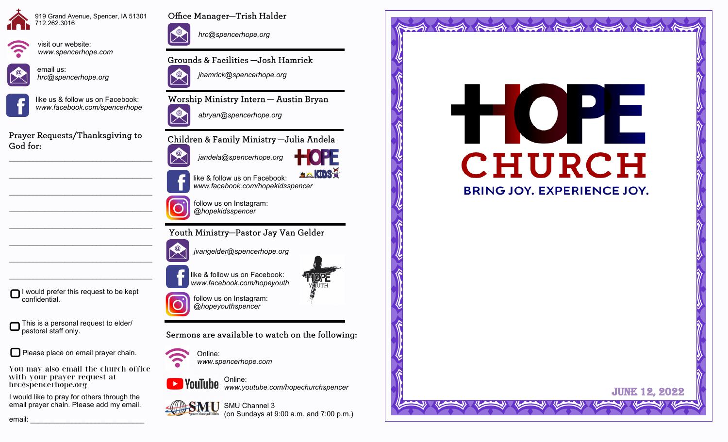919 Grand Avenue, Spencer, IA 51301
712.262.3016

visit our website:
*www.spencerhope.com*

email us:
*hrc@spencerhope.org*

like us & follow us on Facebook:
*www.facebook.com/spencerhope*

## Prayer Requests/Thanksgiving to God for:

______________________________

______________________________

______________________________

______________________________

______________________________

______________________________

______________________________

______________________________

☐ I would prefer this request to be kept confidential.

☐ This is a personal request to elder/pastoral staff only.

☐ Please place on email prayer chain.

You may also email the church office with your prayer request at hrc@spencerhope.org

I would like to pray for others through the email prayer chain. Please add my email.

email: ______________________________

## Office Manager—Trish Halder

*hrc@spencerhope.org*

## Grounds & Facilities —Josh Hamrick

*jhamrick@spencerhope.org*

## Worship Ministry Intern— Austin Bryan

*abryan@spencerhope.org*

## Children & Family Ministry—Julia Andela

*jandela@spencerhope.org*

HOPE KIDS

like & follow us on Facebook:
*www.facebook.com/hopekidsspencer*

follow us on Instagram:
*@hopekidsspencer*

## Youth Ministry—Pastor Jay Van Gelder

*jvangelder@spencerhope.org*

HOPE YOUTH

like & follow us on Facebook:
*www.facebook.com/hopeyouth*

follow us on Instagram:
*@hopeyouthspencer*

## Sermons are available to watch on the following:

Online:
*www.spencerhope.com*

YouTube
Online:
*www.youtube.com/hopechurchspencer*

SMU Spencer Municipal Utilities
SMU Channel 3
(on Sundays at 9:00 a.m. and 7:00 p.m.)

# HOPE CHURCH

**BRING JOY. EXPERIENCE JOY.**

JUNE 12, 2022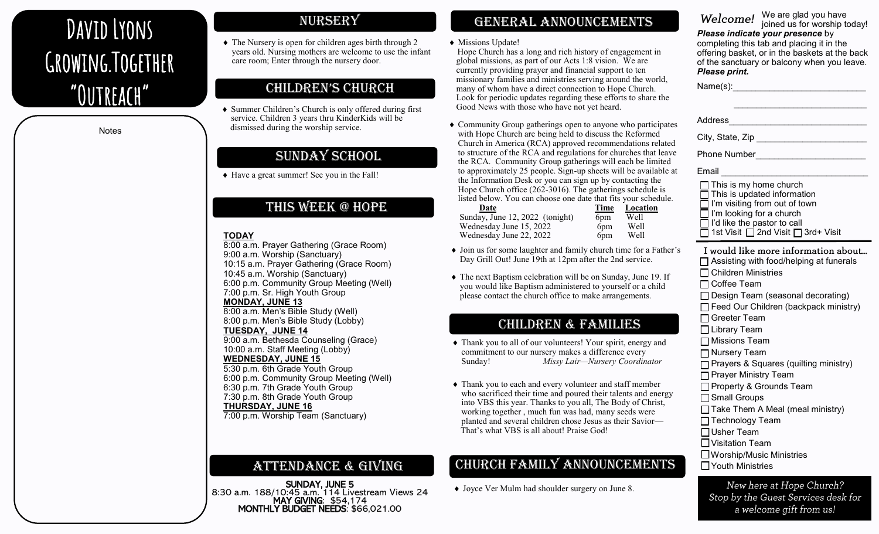# David Lyons Growing.Together "Outreach"

Notes

## NURSERY

- The Nursery is open for children ages birth through 2 years old. Nursing mothers are welcome to use the infant care room; Enter through the nursery door.

## CHILDREN'S CHURCH

- Summer Children's Church is only offered during first service. Children 3 years thru KinderKids will be dismissed during the worship service.

## SUNDAY SCHOOL

- Have a great summer! See you in the Fall!

## THIS WEEK @ HOPE

**TODAY**
8:00 a.m. Prayer Gathering (Grace Room)
9:00 a.m. Worship (Sanctuary)
10:15 a.m. Prayer Gathering (Grace Room)
10:45 a.m. Worship (Sanctuary)
6:00 p.m. Community Group Meeting (Well)
7:00 p.m. Sr. High Youth Group

**MONDAY, JUNE 13**
8:00 a.m. Men's Bible Study (Well)
8:00 p.m. Men's Bible Study (Lobby)

**TUESDAY, JUNE 14**
9:00 a.m. Bethesda Counseling (Grace)
10:00 a.m. Staff Meeting (Lobby)

**WEDNESDAY, JUNE 15**
5:30 p.m. 6th Grade Youth Group
6:00 p.m. Community Group Meeting (Well)
6:30 p.m. 7th Grade Youth Group
7:30 p.m. 8th Grade Youth Group

**THURSDAY, JUNE 16**
7:00 p.m. Worship Team (Sanctuary)

## ATTENDANCE & GIVING

**SUNDAY, JUNE 5**
8:30 a.m. 188/10:45 a.m. 114 Livestream Views 24
**MAY GIVING**: $54,174
**MONTHLY BUDGET NEEDS**: $66,021.00

## GENERAL ANNOUNCEMENTS

- Missions Update!
  Hope Church has a long and rich history of engagement in global missions, as part of our Acts 1:8 vision. We are currently providing prayer and financial support to ten missionary families and ministries serving around the world, many of whom have a direct connection to Hope Church. Look for periodic updates regarding these efforts to share the Good News with those who have not yet heard.

- Community Group gatherings open to anyone who participates with Hope Church are being held to discuss the Reformed Church in America (RCA) approved recommendations related to structure of the RCA and regulations for churches that leave the RCA. Community Group gatherings will each be limited to approximately 25 people. Sign-up sheets will be available at the Information Desk or you can sign up by contacting the Hope Church office (262-3016). The gatherings schedule is listed below. You can choose one date that fits your schedule.

| Date | Time | Location |
|---|---|---|
| Sunday, June 12, 2022 (tonight) | 6pm | Well |
| Wednesday June 15, 2022 | 6pm | Well |
| Wednesday June 22, 2022 | 6pm | Well |

- Join us for some laughter and family church time for a Father's Day Grill Out! June 19th at 12pm after the 2nd service.

- The next Baptism celebration will be on Sunday, June 19. If you would like Baptism administered to yourself or a child please contact the church office to make arrangements.

## CHILDREN & FAMILIES

- Thank you to all of our volunteers! Your spirit, energy and commitment to our nursery makes a difference every Sunday! *Missy Lair—Nursery Coordinator*

- Thank you to each and every volunteer and staff member who sacrificed their time and poured their talents and energy into VBS this year. Thanks to you all, The Body of Christ, working together , much fun was had, many seeds were planted and several children chose Jesus as their Savior—That's what VBS is all about! Praise God!

## CHURCH FAMILY ANNOUNCEMENTS

- Joyce Ver Mulm had shoulder surgery on June 8.

*Welcome!* We are glad you have joined us for worship today!

***Please indicate your presence*** by completing this tab and placing it in the offering basket, or in the baskets at the back of the sanctuary or balcony when you leave. ***Please print.***

Name(s):___________________________

___________________________

Address___________________________

City, State, Zip ______________________

Phone Number______________________

Email ____________________________

- ☐ This is my home church
- ☐ This is updated information
- ☐ I'm visiting from out of town
- ☐ I'm looking for a church
- ☐ I'd like the pastor to call
- ☐ 1st Visit ☐ 2nd Visit ☐ 3rd+ Visit

**I would like more information about…**

- ☐ Assisting with food/helping at funerals
- ☐ Children Ministries
- ☐ Coffee Team
- ☐ Design Team (seasonal decorating)
- ☐ Feed Our Children (backpack ministry)
- ☐ Greeter Team
- ☐ Library Team
- ☐ Missions Team
- ☐ Nursery Team
- ☐ Prayers & Squares (quilting ministry)
- ☐ Prayer Ministry Team
- ☐ Property & Grounds Team
- ☐ Small Groups
- ☐ Take Them A Meal (meal ministry)
- ☐ Technology Team
- ☐ Usher Team
- ☐ Visitation Team
- ☐ Worship/Music Ministries
- ☐ Youth Ministries

*New here at Hope Church? Stop by the Guest Services desk for a welcome gift from us!*